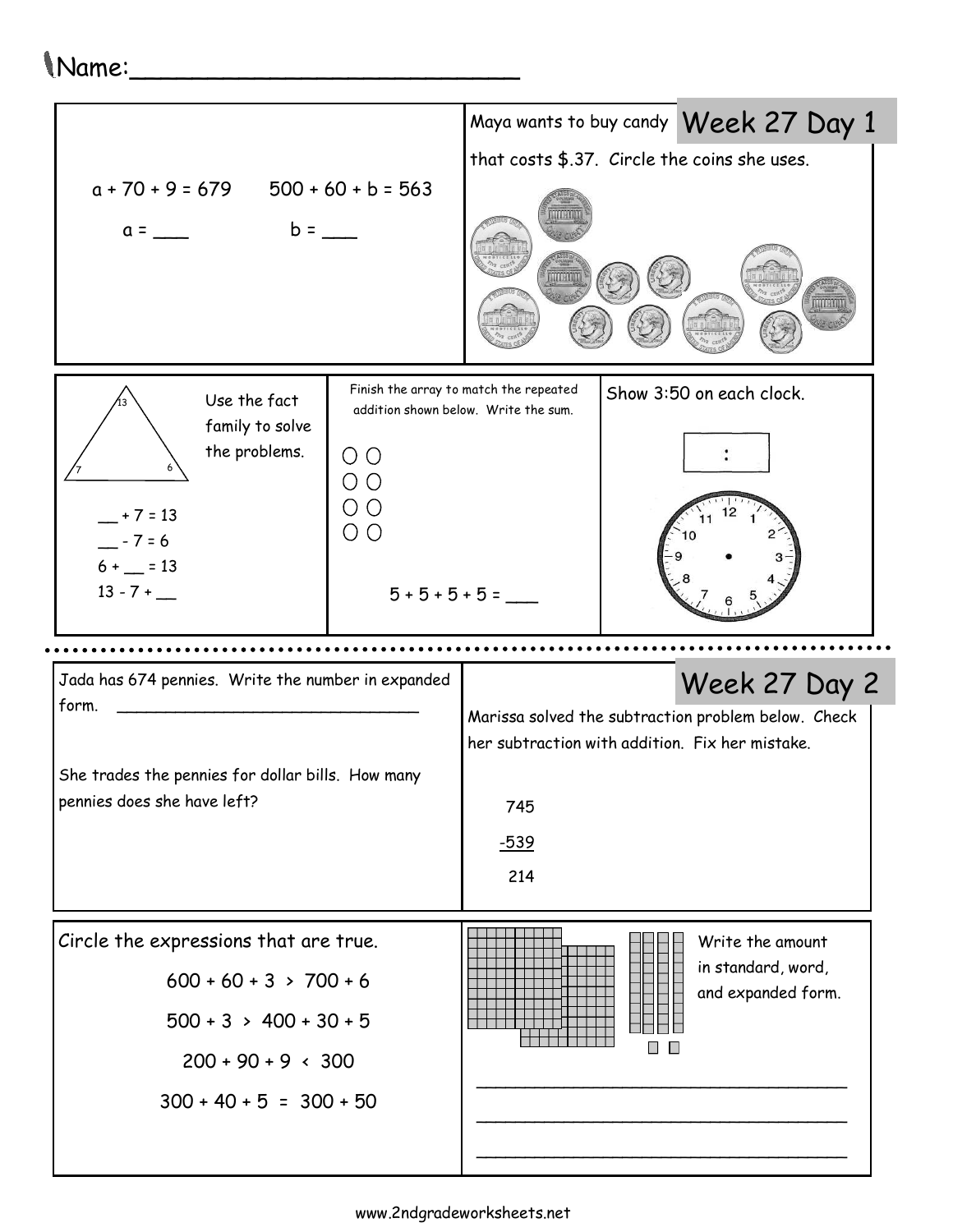Name:___________________________

## Week 27 Day 1

$a + 70 + 9 = 679$ $500 + 60 + b = 563$

$a =$ ___ $b =$ ___

Maya wants to buy candy that costs $.37. Circle the coins she uses.

Use the fact family to solve the problems.

13, 7, 6

___ + 7 = 13

___ - 7 = 6

6 + ___ = 13

13 - 7 + ___

Finish the array to match the repeated addition shown below. Write the sum.

○ ○
○ ○
○ ○
○ ○

5 + 5 + 5 + 5 = ___

Show 3:50 on each clock.

:

## Week 27 Day 2

Jada has 674 pennies. Write the number in expanded form. _______________________________

She trades the pennies for dollar bills. How many pennies does she have left?

Marissa solved the subtraction problem below. Check her subtraction with addition. Fix her mistake.

```
 745
-539
 214
```

Circle the expressions that are true.

600 + 60 + 3 > 700 + 6

500 + 3 > 400 + 30 + 5

200 + 90 + 9 < 300

300 + 40 + 5 = 300 + 50

Write the amount in standard, word, and expanded form.

___________________________________

___________________________________

___________________________________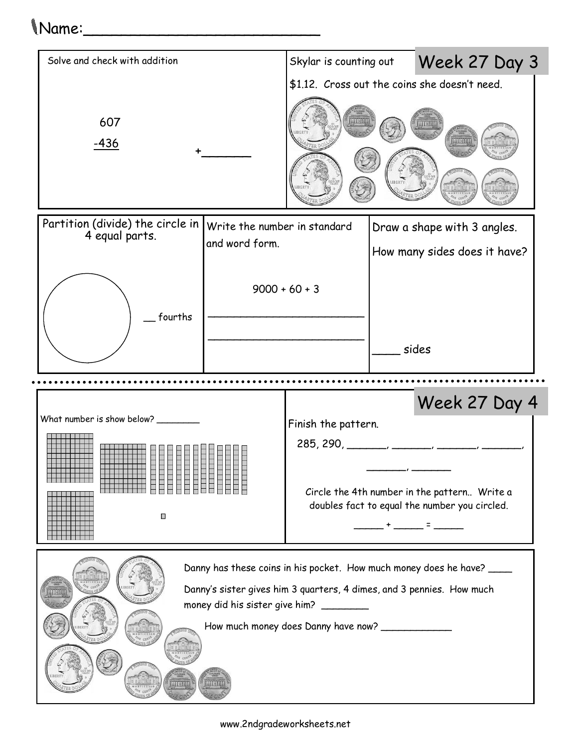Name:___________________________

## Week 27 Day 3

Solve and check with addition

```
  607
 -436          +_______
```

Skylar is counting out $1.12. Cross out the coins she doesn't need.

Partition (divide) the circle in 4 equal parts.

__ fourths

Write the number in standard and word form.

9000 + 60 + 3

_________________________

_________________________

Draw a shape with 3 angles.

How many sides does it have?

____ sides

## Week 27 Day 4

What number is show below? ________

Finish the pattern.

285, 290, _______, _______, _______, _______,

_______, _______

Circle the 4th number in the pattern.. Write a doubles fact to equal the number you circled.

_____ + _____ = _____

Danny has these coins in his pocket. How much money does he have? ____

Danny's sister gives him 3 quarters, 4 dimes, and 3 pennies. How much money did his sister give him? ________

How much money does Danny have now? ____________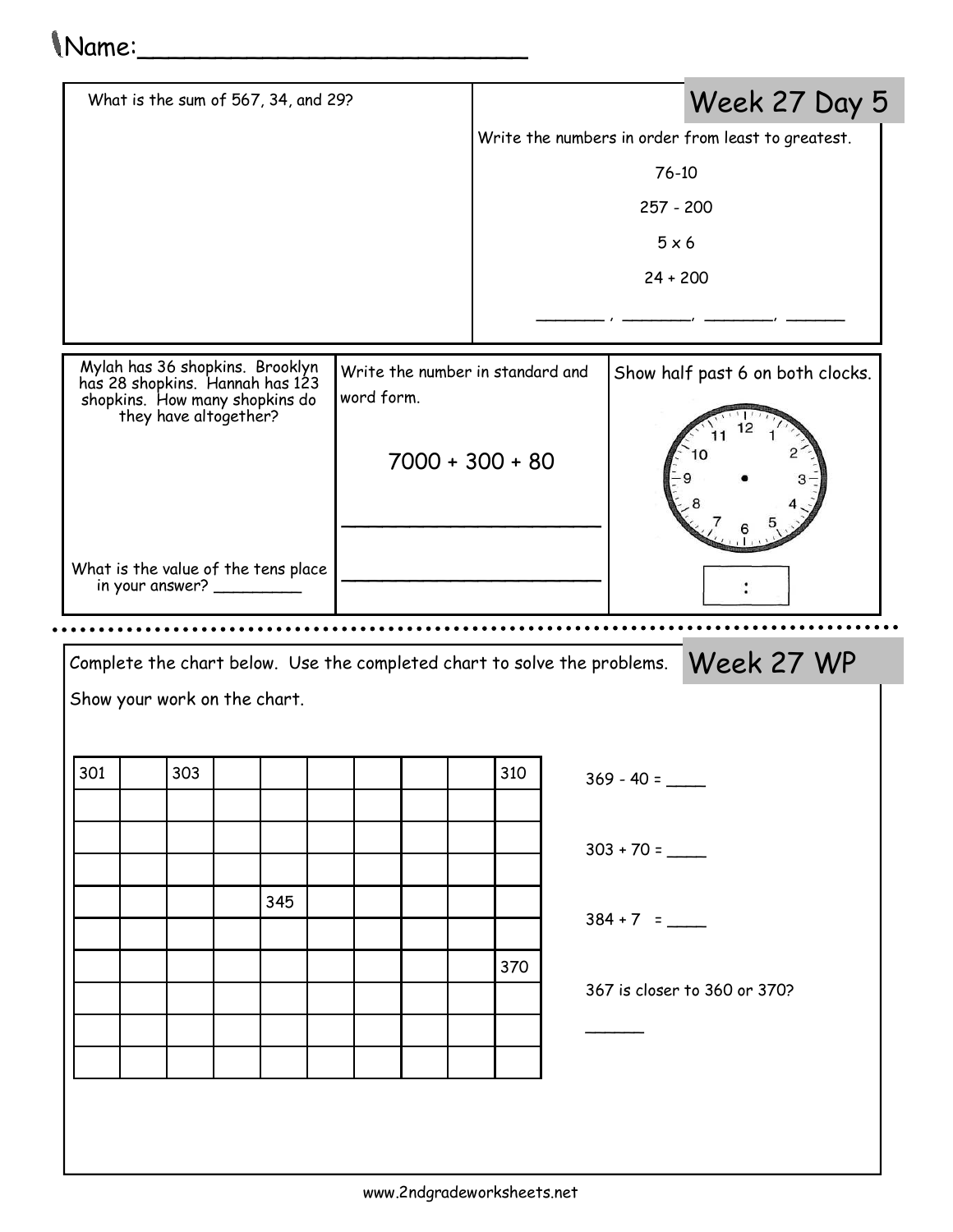Name:\_\_\_\_\_\_\_\_\_\_\_\_\_\_\_\_\_\_\_\_\_\_\_\_\_\_

## Week 27 Day 5

What is the sum of 567, 34, and 29?

Write the numbers in order from least to greatest.

76-10

257 - 200

5 x 6

24 + 200

\_\_\_\_\_\_\_\_ , \_\_\_\_\_\_\_\_, \_\_\_\_\_\_\_\_, \_\_\_\_\_\_\_

Mylah has 36 shopkins. Brooklyn has 28 shopkins. Hannah has 123 shopkins. How many shopkins do they have altogether?

What is the value of the tens place in your answer? \_\_\_\_\_\_\_\_\_\_

Write the number in standard and word form.

7000 + 300 + 80

\_\_\_\_\_\_\_\_\_\_\_\_\_\_\_\_\_\_\_\_\_\_\_\_\_\_

\_\_\_\_\_\_\_\_\_\_\_\_\_\_\_\_\_\_\_\_\_\_\_\_\_\_

Show half past 6 on both clocks.

12 1 2 3 4 5 6 7 8 9 10 11

:

## Week 27 WP

Complete the chart below. Use the completed chart to solve the problems.

Show your work on the chart.

| | | | | | | | | | |
|---|---|---|---|---|---|---|---|---|---|
| 301 | | 303 | | | | | | | 310 |
| | | | | | | | | | |
| | | | | | | | | | |
| | | | | | | | | | |
| | | | | 345 | | | | | |
| | | | | | | | | | |
| | | | | | | | | | 370 |
| | | | | | | | | | |
| | | | | | | | | | |
| | | | | | | | | | |

369 - 40 = \_\_\_\_

303 + 70 = \_\_\_\_

384 + 7 = \_\_\_\_

367 is closer to 360 or 370?

\_\_\_\_\_\_